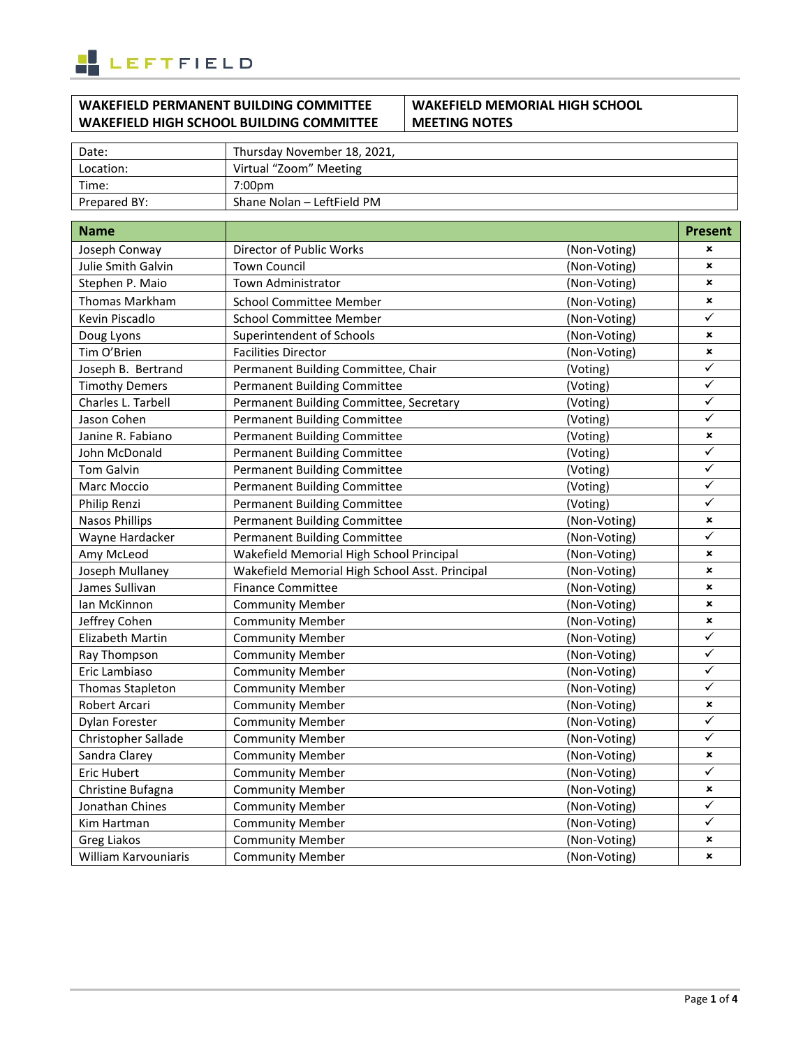| WAKEFIELD PERMANENT BUILDING COMMITTEE<br>WAKEFIELD HIGH SCHOOL BUILDING COMMITTEE | WAKEFIELD MEMORIAL HIGH SCHOOL<br>MEETING NOTES |
|---|---|

| | |
|---|---|
| Date: | Thursday November 18, 2021, |
| Location: | Virtual "Zoom" Meeting |
| Time: | 7:00pm |
| Prepared BY: | Shane Nolan – LeftField PM |

| Name | | | Present |
|---|---|---|---|
| Joseph Conway | Director of Public Works | (Non-Voting) | ✗ |
| Julie Smith Galvin | Town Council | (Non-Voting) | ✗ |
| Stephen P. Maio | Town Administrator | (Non-Voting) | ✗ |
| Thomas Markham | School Committee Member | (Non-Voting) | ✗ |
| Kevin Piscadlo | School Committee Member | (Non-Voting) | ✓ |
| Doug Lyons | Superintendent of Schools | (Non-Voting) | ✗ |
| Tim O'Brien | Facilities Director | (Non-Voting) | ✗ |
| Joseph B. Bertrand | Permanent Building Committee, Chair | (Voting) | ✓ |
| Timothy Demers | Permanent Building Committee | (Voting) | ✓ |
| Charles L. Tarbell | Permanent Building Committee, Secretary | (Voting) | ✓ |
| Jason Cohen | Permanent Building Committee | (Voting) | ✓ |
| Janine R. Fabiano | Permanent Building Committee | (Voting) | ✗ |
| John McDonald | Permanent Building Committee | (Voting) | ✓ |
| Tom Galvin | Permanent Building Committee | (Voting) | ✓ |
| Marc Moccio | Permanent Building Committee | (Voting) | ✓ |
| Philip Renzi | Permanent Building Committee | (Voting) | ✓ |
| Nasos Phillips | Permanent Building Committee | (Non-Voting) | ✗ |
| Wayne Hardacker | Permanent Building Committee | (Non-Voting) | ✓ |
| Amy McLeod | Wakefield Memorial High School Principal | (Non-Voting) | ✗ |
| Joseph Mullaney | Wakefield Memorial High School Asst. Principal | (Non-Voting) | ✗ |
| James Sullivan | Finance Committee | (Non-Voting) | ✗ |
| Ian McKinnon | Community Member | (Non-Voting) | ✗ |
| Jeffrey Cohen | Community Member | (Non-Voting) | ✗ |
| Elizabeth Martin | Community Member | (Non-Voting) | ✓ |
| Ray Thompson | Community Member | (Non-Voting) | ✓ |
| Eric Lambiaso | Community Member | (Non-Voting) | ✓ |
| Thomas Stapleton | Community Member | (Non-Voting) | ✓ |
| Robert Arcari | Community Member | (Non-Voting) | ✗ |
| Dylan Forester | Community Member | (Non-Voting) | ✓ |
| Christopher Sallade | Community Member | (Non-Voting) | ✓ |
| Sandra Clarey | Community Member | (Non-Voting) | ✗ |
| Eric Hubert | Community Member | (Non-Voting) | ✓ |
| Christine Bufagna | Community Member | (Non-Voting) | ✗ |
| Jonathan Chines | Community Member | (Non-Voting) | ✓ |
| Kim Hartman | Community Member | (Non-Voting) | ✓ |
| Greg Liakos | Community Member | (Non-Voting) | ✗ |
| William Karvouniaris | Community Member | (Non-Voting) | ✗ |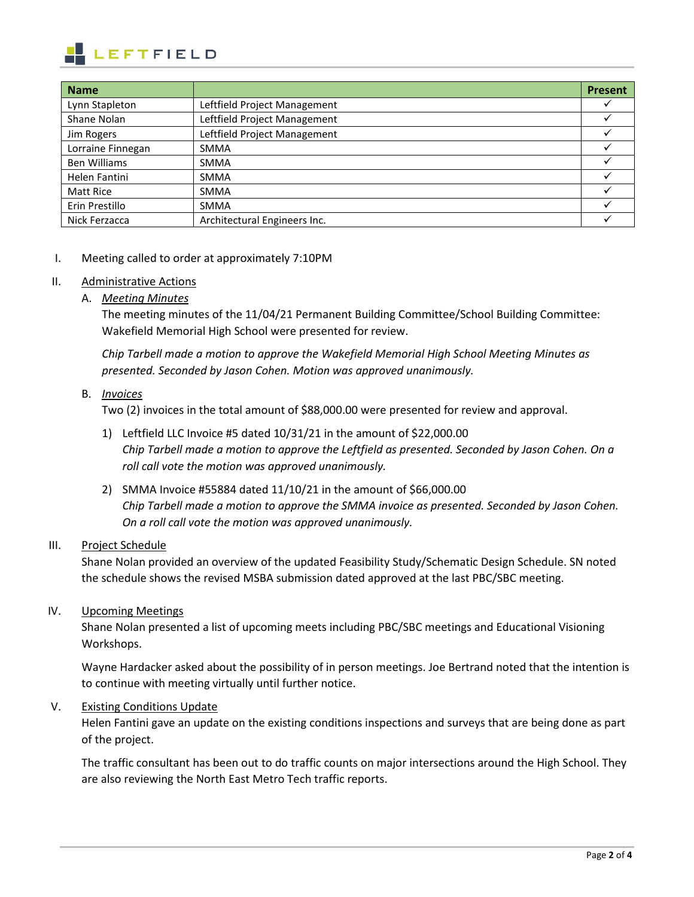| Name | | Present |
|---|---|---|
| Lynn Stapleton | Leftfield Project Management | ✓ |
| Shane Nolan | Leftfield Project Management | ✓ |
| Jim Rogers | Leftfield Project Management | ✓ |
| Lorraine Finnegan | SMMA | ✓ |
| Ben Williams | SMMA | ✓ |
| Helen Fantini | SMMA | ✓ |
| Matt Rice | SMMA | ✓ |
| Erin Prestillo | SMMA | ✓ |
| Nick Ferzacca | Architectural Engineers Inc. | ✓ |

I. Meeting called to order at approximately 7:10PM

II. Administrative Actions

A. *Meeting Minutes*

The meeting minutes of the 11/04/21 Permanent Building Committee/School Building Committee: Wakefield Memorial High School were presented for review.

*Chip Tarbell made a motion to approve the Wakefield Memorial High School Meeting Minutes as presented. Seconded by Jason Cohen. Motion was approved unanimously.*

B. *Invoices*

Two (2) invoices in the total amount of $88,000.00 were presented for review and approval.

1) Leftfield LLC Invoice #5 dated 10/31/21 in the amount of $22,000.00
*Chip Tarbell made a motion to approve the Leftfield as presented. Seconded by Jason Cohen. On a roll call vote the motion was approved unanimously.*

2) SMMA Invoice #55884 dated 11/10/21 in the amount of $66,000.00
*Chip Tarbell made a motion to approve the SMMA invoice as presented. Seconded by Jason Cohen. On a roll call vote the motion was approved unanimously.*

III. Project Schedule

Shane Nolan provided an overview of the updated Feasibility Study/Schematic Design Schedule. SN noted the schedule shows the revised MSBA submission dated approved at the last PBC/SBC meeting.

IV. Upcoming Meetings

Shane Nolan presented a list of upcoming meets including PBC/SBC meetings and Educational Visioning Workshops.

Wayne Hardacker asked about the possibility of in person meetings. Joe Bertrand noted that the intention is to continue with meeting virtually until further notice.

V. Existing Conditions Update

Helen Fantini gave an update on the existing conditions inspections and surveys that are being done as part of the project.

The traffic consultant has been out to do traffic counts on major intersections around the High School. They are also reviewing the North East Metro Tech traffic reports.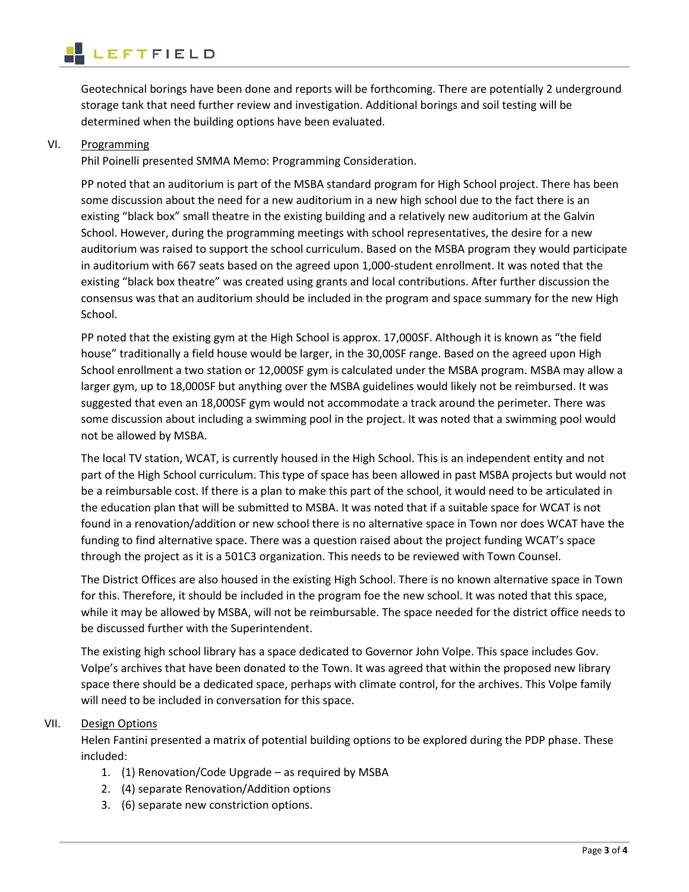Geotechnical borings have been done and reports will be forthcoming. There are potentially 2 underground storage tank that need further review and investigation. Additional borings and soil testing will be determined when the building options have been evaluated.

VI. Programming

Phil Poinelli presented SMMA Memo: Programming Consideration.

PP noted that an auditorium is part of the MSBA standard program for High School project. There has been some discussion about the need for a new auditorium in a new high school due to the fact there is an existing "black box" small theatre in the existing building and a relatively new auditorium at the Galvin School. However, during the programming meetings with school representatives, the desire for a new auditorium was raised to support the school curriculum. Based on the MSBA program they would participate in auditorium with 667 seats based on the agreed upon 1,000-student enrollment. It was noted that the existing "black box theatre" was created using grants and local contributions. After further discussion the consensus was that an auditorium should be included in the program and space summary for the new High School.

PP noted that the existing gym at the High School is approx. 17,000SF. Although it is known as "the field house" traditionally a field house would be larger, in the 30,00SF range. Based on the agreed upon High School enrollment a two station or 12,000SF gym is calculated under the MSBA program. MSBA may allow a larger gym, up to 18,000SF but anything over the MSBA guidelines would likely not be reimbursed. It was suggested that even an 18,000SF gym would not accommodate a track around the perimeter. There was some discussion about including a swimming pool in the project. It was noted that a swimming pool would not be allowed by MSBA.

The local TV station, WCAT, is currently housed in the High School. This is an independent entity and not part of the High School curriculum. This type of space has been allowed in past MSBA projects but would not be a reimbursable cost. If there is a plan to make this part of the school, it would need to be articulated in the education plan that will be submitted to MSBA. It was noted that if a suitable space for WCAT is not found in a renovation/addition or new school there is no alternative space in Town nor does WCAT have the funding to find alternative space. There was a question raised about the project funding WCAT's space through the project as it is a 501C3 organization. This needs to be reviewed with Town Counsel.

The District Offices are also housed in the existing High School. There is no known alternative space in Town for this. Therefore, it should be included in the program foe the new school. It was noted that this space, while it may be allowed by MSBA, will not be reimbursable. The space needed for the district office needs to be discussed further with the Superintendent.

The existing high school library has a space dedicated to Governor John Volpe. This space includes Gov. Volpe's archives that have been donated to the Town. It was agreed that within the proposed new library space there should be a dedicated space, perhaps with climate control, for the archives. This Volpe family will need to be included in conversation for this space.

VII. Design Options

Helen Fantini presented a matrix of potential building options to be explored during the PDP phase. These included:

1. (1) Renovation/Code Upgrade – as required by MSBA
2. (4) separate Renovation/Addition options
3. (6) separate new constriction options.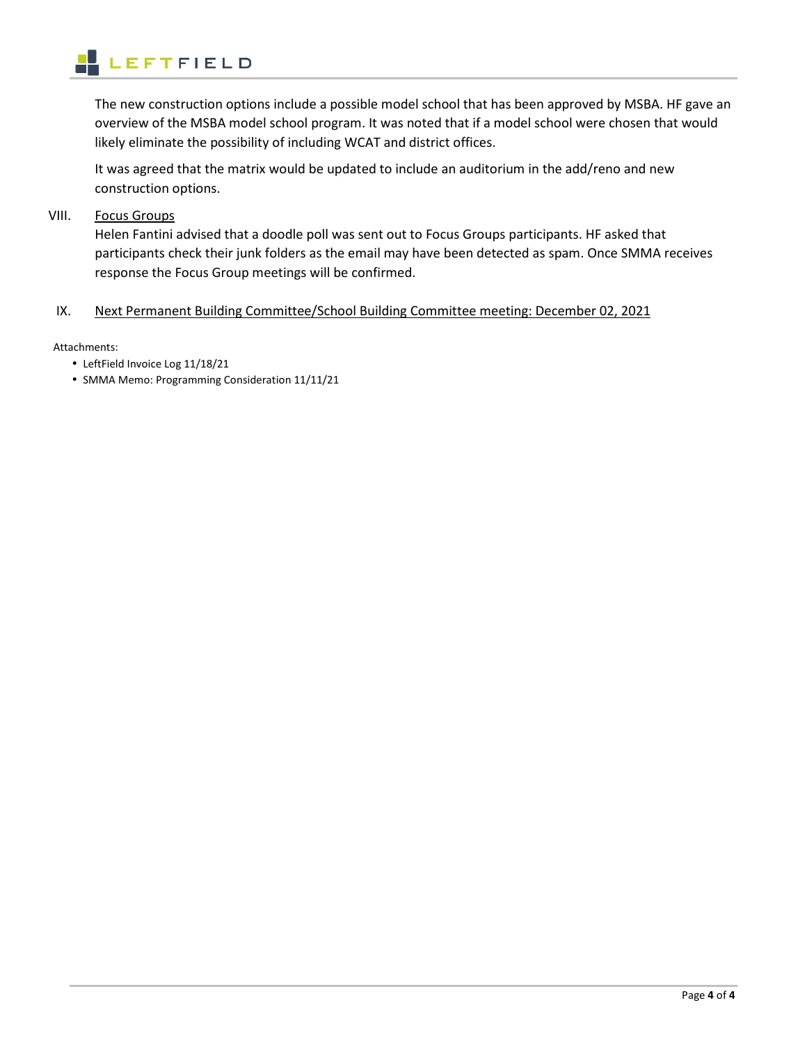The new construction options include a possible model school that has been approved by MSBA. HF gave an overview of the MSBA model school program. It was noted that if a model school were chosen that would likely eliminate the possibility of including WCAT and district offices.

It was agreed that the matrix would be updated to include an auditorium in the add/reno and new construction options.

VIII. <u>Focus Groups</u>

Helen Fantini advised that a doodle poll was sent out to Focus Groups participants. HF asked that participants check their junk folders as the email may have been detected as spam. Once SMMA receives response the Focus Group meetings will be confirmed.

IX. <u>Next Permanent Building Committee/School Building Committee meeting: December 02, 2021</u>

Attachments:

- LeftField Invoice Log 11/18/21
- SMMA Memo: Programming Consideration 11/11/21